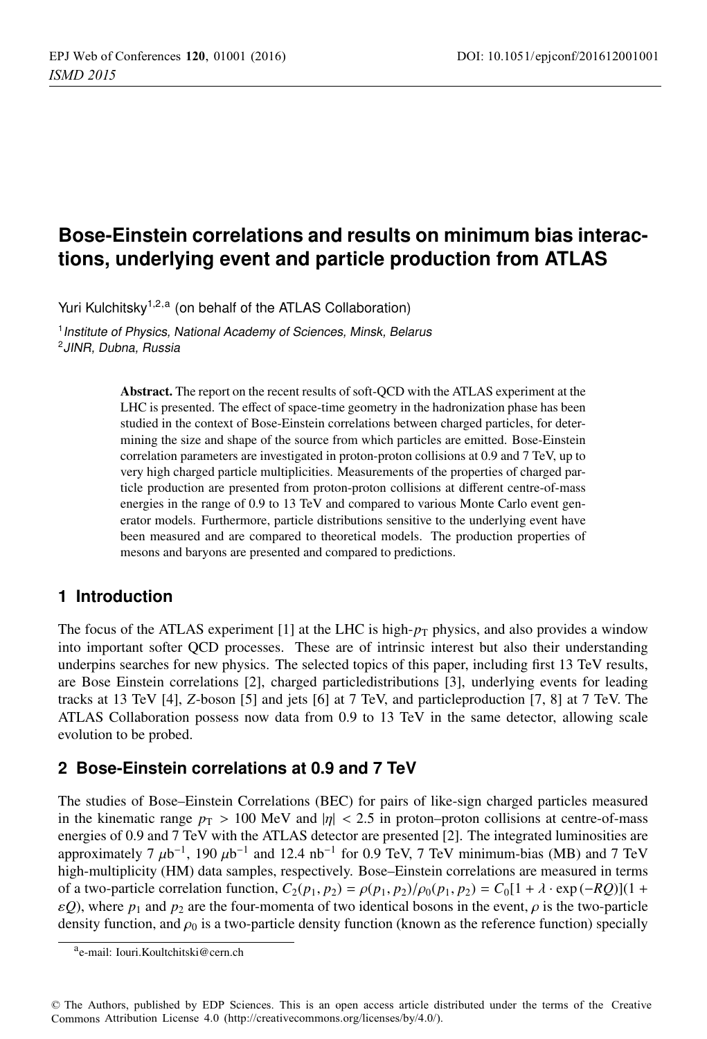# Bose-Einstein correlations and results on minimum bias interactions, underlying event and particle production from ATLAS

Yuri Kulchitsky[1,2,a] (on behalf of the ATLAS Collaboration)

[1] *Institute of Physics, National Academy of Sciences, Minsk, Belarus*
[2] *JINR, Dubna, Russia*

**Abstract.** The report on the recent results of soft-QCD with the ATLAS experiment at the LHC is presented. The effect of space-time geometry in the hadronization phase has been studied in the context of Bose-Einstein correlations between charged particles, for determining the size and shape of the source from which particles are emitted. Bose-Einstein correlation parameters are investigated in proton-proton collisions at 0.9 and 7 TeV, up to very high charged particle multiplicities. Measurements of the properties of charged particle production are presented from proton-proton collisions at different centre-of-mass energies in the range of 0.9 to 13 TeV and compared to various Monte Carlo event generator models. Furthermore, particle distributions sensitive to the underlying event have been measured and are compared to theoretical models. The production properties of mesons and baryons are presented and compared to predictions.

## 1 Introduction

The focus of the ATLAS experiment [1] at the LHC is high-$p_{\mathrm{T}}$ physics, and also provides a window into important softer QCD processes. These are of intrinsic interest but also their understanding underpins searches for new physics. The selected topics of this paper, including first 13 TeV results, are Bose Einstein correlations [2], charged particledistributions [3], underlying events for leading tracks at 13 TeV [4], $Z$-boson [5] and jets [6] at 7 TeV, and particleproduction [7, 8] at 7 TeV. The ATLAS Collaboration possess now data from 0.9 to 13 TeV in the same detector, allowing scale evolution to be probed.

## 2 Bose-Einstein correlations at 0.9 and 7 TeV

The studies of Bose–Einstein Correlations (BEC) for pairs of like-sign charged particles measured in the kinematic range $p_{\mathrm{T}} > 100$ MeV and $|\eta| < 2.5$ in proton–proton collisions at centre-of-mass energies of 0.9 and 7 TeV with the ATLAS detector are presented [2]. The integrated luminosities are approximately 7 $\mu$b$^{-1}$, 190 $\mu$b$^{-1}$ and 12.4 nb$^{-1}$ for 0.9 TeV, 7 TeV minimum-bias (MB) and 7 TeV high-multiplicity (HM) data samples, respectively. Bose–Einstein correlations are measured in terms of a two-particle correlation function, $C_2(p_1, p_2) = \rho(p_1, p_2)/\rho_0(p_1, p_2) = C_0[1 + \lambda \cdot \exp(-RQ)](1 + \varepsilon Q)$, where $p_1$ and $p_2$ are the four-momenta of two identical bosons in the event, $\rho$ is the two-particle density function, and $\rho_0$ is a two-particle density function (known as the reference function) specially

[a] e-mail: Iouri.Koultchitski@cern.ch

© The Authors, published by EDP Sciences. This is an open access article distributed under the terms of the Creative Commons Attribution License 4.0 (http://creativecommons.org/licenses/by/4.0/).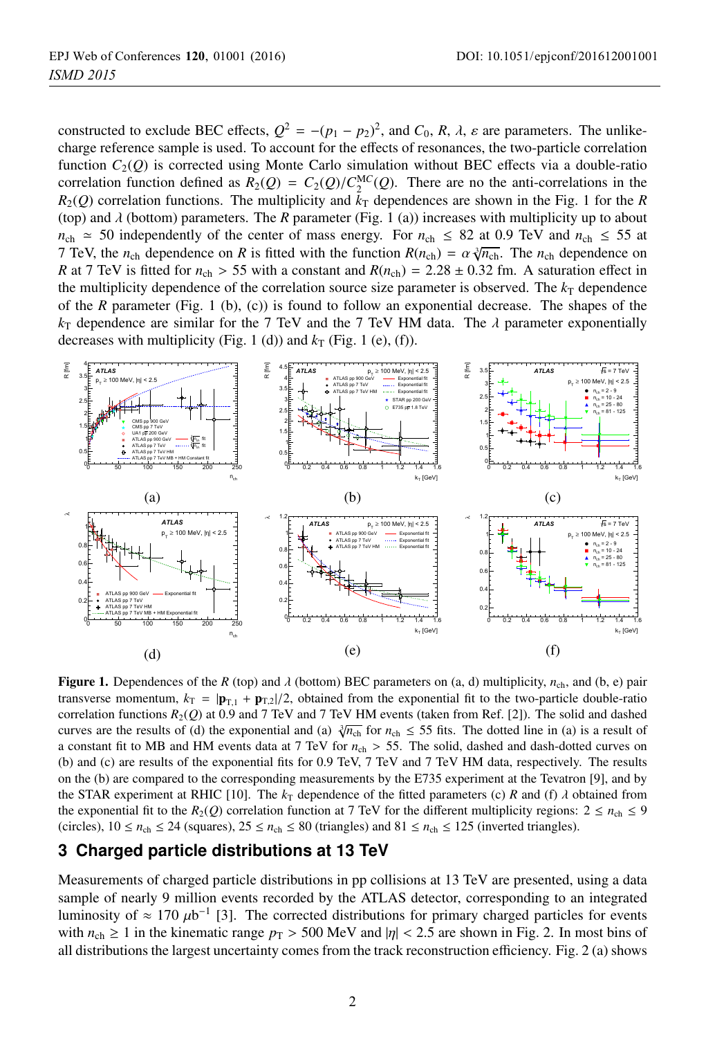constructed to exclude BEC effects, $Q^2 = -(p_1 - p_2)^2$, and $C_0$, $R$, $\lambda$, $\varepsilon$ are parameters. The unlike-charge reference sample is used. To account for the effects of resonances, the two-particle correlation function $C_2(Q)$ is corrected using Monte Carlo simulation without BEC effects via a double-ratio correlation function defined as $R_2(Q) = C_2(Q)/C_2^{\mathrm{MC}}(Q)$. There are no the anti-correlations in the $R_2(Q)$ correlation functions. The multiplicity and $k_{\mathrm{T}}$ dependences increases with multiplicity up to about $n_{\mathrm{ch}} \simeq 50$ independently of the center of mass energy. For $n_{\mathrm{ch}} \leq 82$ at 0.9 TeV and $n_{\mathrm{ch}} \leq 55$ at 7 TeV, the $n_{\mathrm{ch}}$ dependence on $R$ is fitted with the function $R(n_{\mathrm{ch}}) = \alpha \sqrt[3]{n_{\mathrm{ch}}}$. The $n_{\mathrm{ch}}$ dependence on $R$ at 7 TeV is fitted for $n_{\mathrm{ch}} > 55$ with a constant and $R(n_{\mathrm{ch}}) = 2.28 \pm 0.32$ fm. A saturation effect in the multiplicity dependence of the correlation source size parameter is observed. The $k_{\mathrm{T}}$ dependence of the $R$ parameter (Fig. 1 (b), (c)) is found to follow an exponential decrease. The shapes of the $k_{\mathrm{T}}$ dependence are similar for the 7 TeV and the 7 TeV HM data. The $\lambda$ parameter exponentially decreases with multiplicity (Fig. 1 (d)) and $k_{\mathrm{T}}$ (Fig. 1 (e), (f)).

**Figure 1.** Dependences of the $R$ (top) and $\lambda$ (bottom) BEC parameters on (a, d) multiplicity, $n_{\mathrm{ch}}$, and (b, e) pair transverse momentum, $k_{\mathrm{T}} = |\mathbf{p}_{\mathrm{T},1} + \mathbf{p}_{\mathrm{T},2}|/2$, obtained from the exponential fit to the two-particle double-ratio correlation functions $R_2(Q)$ at 0.9 and 7 TeV and 7 TeV HM events (taken from Ref. [2]). The solid and dashed curves are the results of (d) the exponential and (a) $\sqrt[3]{n_{\mathrm{ch}}}$ for $n_{\mathrm{ch}} \leq 55$ fits. The dotted line in (a) is a result of a constant fit to MB and HM events data at 7 TeV for $n_{\mathrm{ch}} > 55$. The solid, dashed and dash-dotted curves on (b) and (c) are results of the exponential fits for 0.9 TeV, 7 TeV and 7 TeV HM data, respectively. The results on the (b) are compared to the corresponding measurements by the E735 experiment at the Tevatron [9], and by the STAR experiment at RHIC [10]. The $k_{\mathrm{T}}$ dependence of the fitted parameters (c) $R$ and (f) $\lambda$ obtained from the exponential fit to the $R_2(Q)$ correlation function at 7 TeV for the different multiplicity regions: $2 \leq n_{\mathrm{ch}} \leq 9$ (circles), $10 \leq n_{\mathrm{ch}} \leq 24$ (squares), $25 \leq n_{\mathrm{ch}} \leq 80$ (triangles) and $81 \leq n_{\mathrm{ch}} \leq 125$ (inverted triangles).

## 3 Charged particle distributions at 13 TeV

Measurements of charged particle distributions in pp collisions at 13 TeV are presented, using a data sample of nearly 9 million events recorded by the ATLAS detector, corresponding to an integrated luminosity of $\approx 170\ \mu\mathrm{b}^{-1}$ [3]. The corrected distributions for primary charged particles for events with $n_{\mathrm{ch}} \geq 1$ in the kinematic range $p_{\mathrm{T}} > 500$ MeV and $|\eta| < 2.5$ are shown in Fig. 2. In most bins of all distributions the largest uncertainty comes from the track reconstruction efficiency. Fig. 2 (a) shows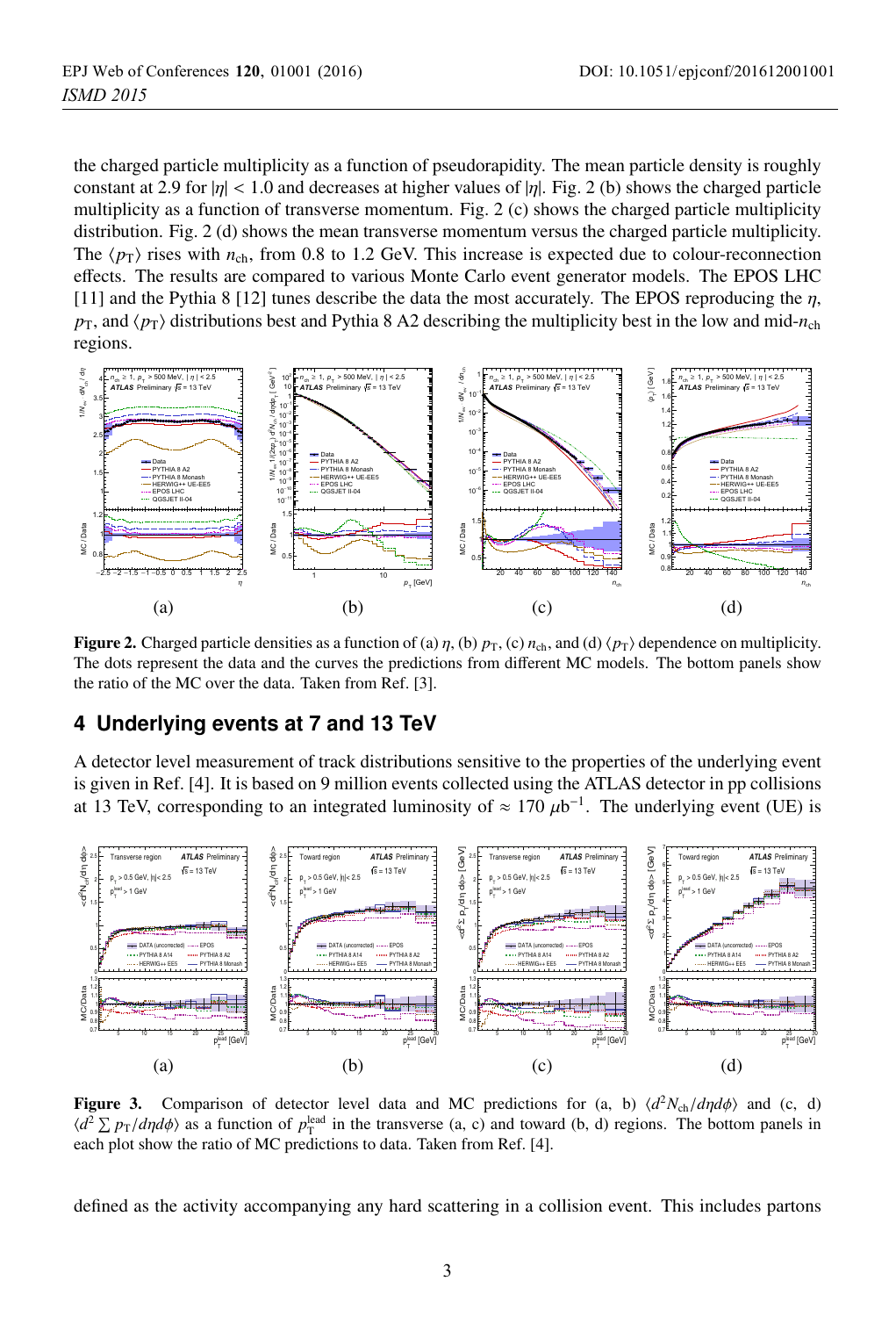the charged particle multiplicity as a function of pseudorapidity. The mean particle density is roughly constant at 2.9 for $|\eta| < 1.0$ and decreases at higher values of $|\eta|$. Fig. 2 (b) shows the charged particle multiplicity as a function of transverse momentum. Fig. 2 (c) shows the charged particle multiplicity distribution. Fig. 2 (d) shows the mean transverse momentum versus the charged particle multiplicity. The $\langle p_T \rangle$ rises with $n_{ch}$, from 0.8 to 1.2 GeV. This increase is expected due to colour-reconnection effects. The results are compared to various Monte Carlo event generator models. The EPOS LHC [11] and the Pythia 8 [12] tunes describe the data the most accurately. The EPOS reproducing the $\eta$, $p_T$, and $\langle p_T \rangle$ distributions best and Pythia 8 A2 describing the multiplicity best in the low and mid-$n_{ch}$ regions.

**Figure 2.** Charged particle densities as a function of (a) $\eta$, (b) $p_T$, (c) $n_{ch}$, and (d) $\langle p_T \rangle$ dependence on multiplicity. The dots represent the data and the curves the predictions from different MC models. The bottom panels show the ratio of the MC over the data. Taken from Ref. [3].

## 4 Underlying events at 7 and 13 TeV

A detector level measurement of track distributions sensitive to the properties of the underlying event is given in Ref. [4]. It is based on 9 million events collected using the ATLAS detector in pp collisions at 13 TeV, corresponding to an integrated luminosity of $\approx 170\ \mu b^{-1}$. The underlying event (UE) is

**Figure 3.** Comparison of detector level data and MC predictions for (a, b) $\langle d^2 N_{ch}/d\eta d\phi \rangle$ and (c, d) $\langle d^2 \sum p_T/d\eta d\phi \rangle$ as a function of $p_T^{lead}$ in the transverse (a, c) and toward (b, d) regions. The bottom panels in each plot show the ratio of MC predictions to data. Taken from Ref. [4].

defined as the activity accompanying any hard scattering in a collision event. This includes partons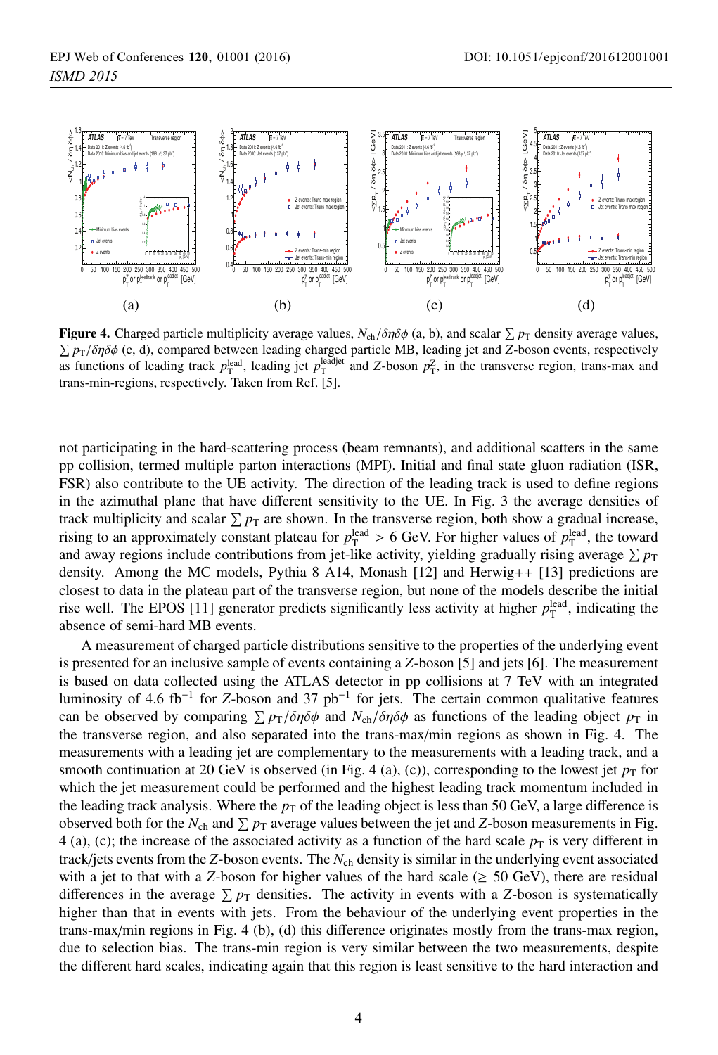**Figure 4.** Charged particle multiplicity average values, $N_{\mathrm{ch}}/\delta\eta\delta\phi$ (a, b), and scalar $\sum p_{\mathrm{T}}$ density average values, $\sum p_{\mathrm{T}}/\delta\eta\delta\phi$ (c, d), compared between leading charged particle MB, leading jet and $Z$-boson events, respectively as functions of leading track $p_{\mathrm{T}}^{\mathrm{lead}}$, leading jet $p_{\mathrm{T}}^{\mathrm{leadjet}}$ and $Z$-boson $p_{\mathrm{T}}^{Z}$, in the transverse region, trans-max and trans-min-regions, respectively. Taken from Ref. [5].

not participating in the hard-scattering process (beam remnants), and additional scatters in the same pp collision, termed multiple parton interactions (MPI). Initial and final state gluon radiation (ISR, FSR) also contribute to the UE activity. The direction of the leading track is used to define regions in the azimuthal plane that have different sensitivity to the UE. In Fig. 3 the average densities of track multiplicity and scalar $\sum p_{\mathrm{T}}$ are shown. In the transverse region, both show a gradual increase, rising to an approximately constant plateau for $p_{\mathrm{T}}^{\mathrm{lead}} > 6$ GeV. For higher values of $p_{\mathrm{T}}^{\mathrm{lead}}$, the toward and away regions include contributions from jet-like activity, yielding gradually rising average $\sum p_{\mathrm{T}}$ density. Among the MC models, Pythia 8 A14, Monash [12] and Herwig++ [13] predictions are closest to data in the plateau part of the transverse region, but none of the models describe the initial rise well. The EPOS [11] generator predicts significantly less activity at higher $p_{\mathrm{T}}^{\mathrm{lead}}$, indicating the absence of semi-hard MB events.

A measurement of charged particle distributions sensitive to the properties of the underlying event is presented for an inclusive sample of events containing a $Z$-boson [5] and jets [6]. The measurement is based on data collected using the ATLAS detector in pp collisions at 7 TeV with an integrated luminosity of 4.6 fb$^{-1}$ for $Z$-boson and 37 pb$^{-1}$ for jets. The certain common qualitative features can be observed by comparing $\sum p_{\mathrm{T}}/\delta\eta\delta\phi$ and $N_{\mathrm{ch}}/\delta\eta\delta\phi$ as functions of the leading object $p_{\mathrm{T}}$ in the transverse region, and also separated into the trans-max/min regions as shown in Fig. 4. The measurements with a leading jet are complementary to the measurements with a leading track, and a smooth continuation at 20 GeV is observed (in Fig. 4 (a), (c)), corresponding to the lowest jet $p_{\mathrm{T}}$ for which the jet measurement could be performed and the highest leading track momentum included in the leading track analysis. Where the $p_{\mathrm{T}}$ of the leading object is less than 50 GeV, a large difference is observed both for the $N_{\mathrm{ch}}$ and $\sum p_{\mathrm{T}}$ average values between the jet and $Z$-boson measurements in Fig. 4 (a), (c); the increase of the associated activity as a function of the hard scale $p_{\mathrm{T}}$ is very different in track/jets events from the $Z$-boson events. The $N_{\mathrm{ch}}$ density is similar in the underlying event associated with a jet to that with a $Z$-boson for higher values of the hard scale ($\geq$ 50 GeV), there are residual differences in the average $\sum p_{\mathrm{T}}$ densities. The activity in events with a $Z$-boson is systematically higher than that in events with jets. From the behaviour of the underlying event properties in the trans-max/min regions in Fig. 4 (b), (d) this difference originates mostly from the trans-max region, due to selection bias. The trans-min region is very similar between the two measurements, despite the different hard scales, indicating again that this region is least sensitive to the hard interaction and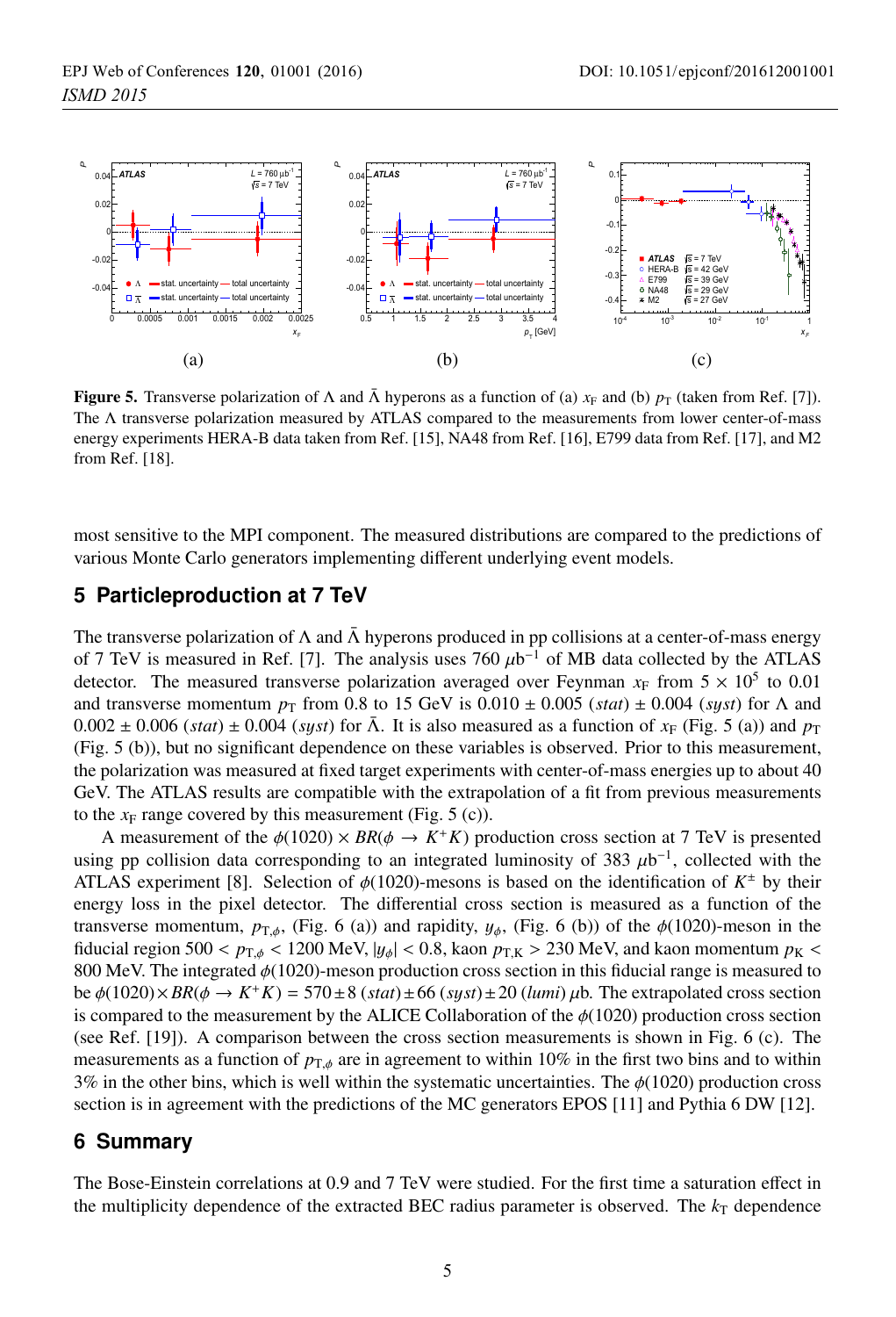Figure 5. Transverse polarization of Λ and $\bar{\Lambda}$ hyperons as a function of (a) $x_F$ and (b) $p_T$ (taken from Ref. [7]). The Λ transverse polarization measured by ATLAS compared to the measurements from lower center-of-mass energy experiments HERA-B data taken from Ref. [15], NA48 from Ref. [16], E799 data from Ref. [17], and M2 from Ref. [18].

most sensitive to the MPI component. The measured distributions are compared to the predictions of various Monte Carlo generators implementing different underlying event models.

## 5 Particleproduction at 7 TeV

The transverse polarization of Λ and $\bar{\Lambda}$ hyperons produced in pp collisions at a center-of-mass energy of 7 TeV is measured in Ref. [7]. The analysis uses 760 $\mu b^{-1}$ of MB data collected by the ATLAS detector. The measured transverse polarization averaged over Feynman $x_F$ from $5 \times 10^5$ to 0.01 and transverse momentum $p_T$ from 0.8 to 15 GeV is $0.010 \pm 0.005$ (*stat*) $\pm$ 0.004 (*syst*) for Λ and $0.002 \pm 0.006$ (*stat*) $\pm$ 0.004 (*syst*) for $\bar{\Lambda}$. It is also measured as a function of $x_F$ (Fig. 5 (a)) and $p_T$ (Fig. 5 (b)), but no significant dependence on these variables is observed. Prior to this measurement, the polarization was measured at fixed target experiments with center-of-mass energies up to about 40 GeV. The ATLAS results are compatible with the extrapolation of a fit from previous measurements to the $x_F$ range covered by this measurement (Fig. 5 (c)).

A measurement of the $\phi(1020) \times BR(\phi \rightarrow K^+K)$ production cross section at 7 TeV is presented using pp collision data corresponding to an integrated luminosity of 383 $\mu b^{-1}$, collected with the ATLAS experiment [8]. Selection of $\phi(1020)$-mesons is based on the identification of $K^\pm$ by their energy loss in the pixel detector. The differential cross section is measured as a function of the transverse momentum, $p_{T,\phi}$, (Fig. 6 (a)) and rapidity, $y_\phi$, (Fig. 6 (b)) of the $\phi(1020)$-meson in the fiducial region $500 < p_{T,\phi} < 1200$ MeV, $|y_\phi| < 0.8$, kaon $p_{T,K} > 230$ MeV, and kaon momentum $p_K < 800$ MeV. The integrated $\phi(1020)$-meson production cross section in this fiducial range is measured to be $\phi(1020) \times BR(\phi \rightarrow K^+K) = 570 \pm 8\,(stat) \pm 66\,(syst) \pm 20\,(lumi)\,\mu$b. The extrapolated cross section is compared to the measurement by the ALICE Collaboration of the $\phi(1020)$ production cross section (see Ref. [19]). A comparison between the cross section measurements is shown in Fig. 6 (c). The measurements as a function of $p_{T,\phi}$ are in agreement to within 10% in the first two bins and to within 3% in the other bins, which is well within the systematic uncertainties. The $\phi(1020)$ production cross section is in agreement with the predictions of the MC generators EPOS [11] and Pythia 6 DW [12].

## 6 Summary

The Bose-Einstein correlations at 0.9 and 7 TeV were studied. For the first time a saturation effect in the multiplicity dependence of the extracted BEC radius parameter is observed. The $k_T$ dependence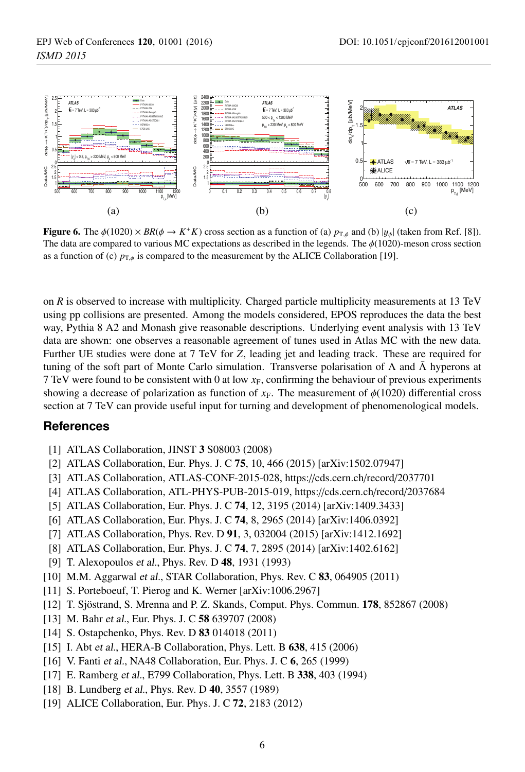(a) (b) (c)

**Figure 6.** The $\phi(1020) \times BR(\phi \to K^+K)$ cross section as a function of (a) $p_{T,\phi}$ and (b) $|y_\phi|$ (taken from Ref. [8]). The data are compared to various MC expectations as described in the legends. The $\phi(1020)$-meson cross section as a function of (c) $p_{T,\phi}$ is compared to the measurement by the ALICE Collaboration [19].

on $R$ is observed to increase with multiplicity. Charged particle multiplicity measurements at 13 TeV using pp collisions are presented. Among the models considered, EPOS reproduces the data the best way, Pythia 8 A2 and Monash give reasonable descriptions. Underlying event analysis with 13 TeV data are shown: one observes a reasonable agreement of tunes used in Atlas MC with the new data. Further UE studies were done at 7 TeV for $Z$, leading jet and leading track. These are required for tuning of the soft part of Monte Carlo simulation. Transverse polarisation of $\Lambda$ and $\bar{\Lambda}$ hyperons at 7 TeV were found to be consistent with 0 at low $x_F$, confirming the behaviour of previous experiments showing a decrease of polarization as function of $x_F$. The measurement of $\phi(1020)$ differential cross section at 7 TeV can provide useful input for turning and development of phenomenological models.

## References

[1] ATLAS Collaboration, JINST **3** S08003 (2008)

[2] ATLAS Collaboration, Eur. Phys. J. C **75**, 10, 466 (2015) [arXiv:1502.07947]

[3] ATLAS Collaboration, ATLAS-CONF-2015-028, https://cds.cern.ch/record/2037701

[4] ATLAS Collaboration, ATL-PHYS-PUB-2015-019, https://cds.cern.ch/record/2037684

[5] ATLAS Collaboration, Eur. Phys. J. C **74**, 12, 3195 (2014) [arXiv:1409.3433]

[6] ATLAS Collaboration, Eur. Phys. J. C **74**, 8, 2965 (2014) [arXiv:1406.0392]

[7] ATLAS Collaboration, Phys. Rev. D **91**, 3, 032004 (2015) [arXiv:1412.1692]

[8] ATLAS Collaboration, Eur. Phys. J. C **74**, 7, 2895 (2014) [arXiv:1402.6162]

[9] T. Alexopoulos *et al.*, Phys. Rev. D **48**, 1931 (1993)

[10] M.M. Aggarwal *et al.*, STAR Collaboration, Phys. Rev. C **83**, 064905 (2011)

[11] S. Porteboeuf, T. Pierog and K. Werner [arXiv:1006.2967]

[12] T. Sjöstrand, S. Mrenna and P. Z. Skands, Comput. Phys. Commun. **178**, 852867 (2008)

[13] M. Bahr *et al.*, Eur. Phys. J. C **58** 639707 (2008)

[14] S. Ostapchenko, Phys. Rev. D **83** 014018 (2011)

[15] I. Abt *et al.*, HERA-B Collaboration, Phys. Lett. B **638**, 415 (2006)

[16] V. Fanti *et al.*, NA48 Collaboration, Eur. Phys. J. C **6**, 265 (1999)

[17] E. Ramberg *et al.*, E799 Collaboration, Phys. Lett. B **338**, 403 (1994)

[18] B. Lundberg *et al.*, Phys. Rev. D **40**, 3557 (1989)

[19] ALICE Collaboration, Eur. Phys. J. C **72**, 2183 (2012)